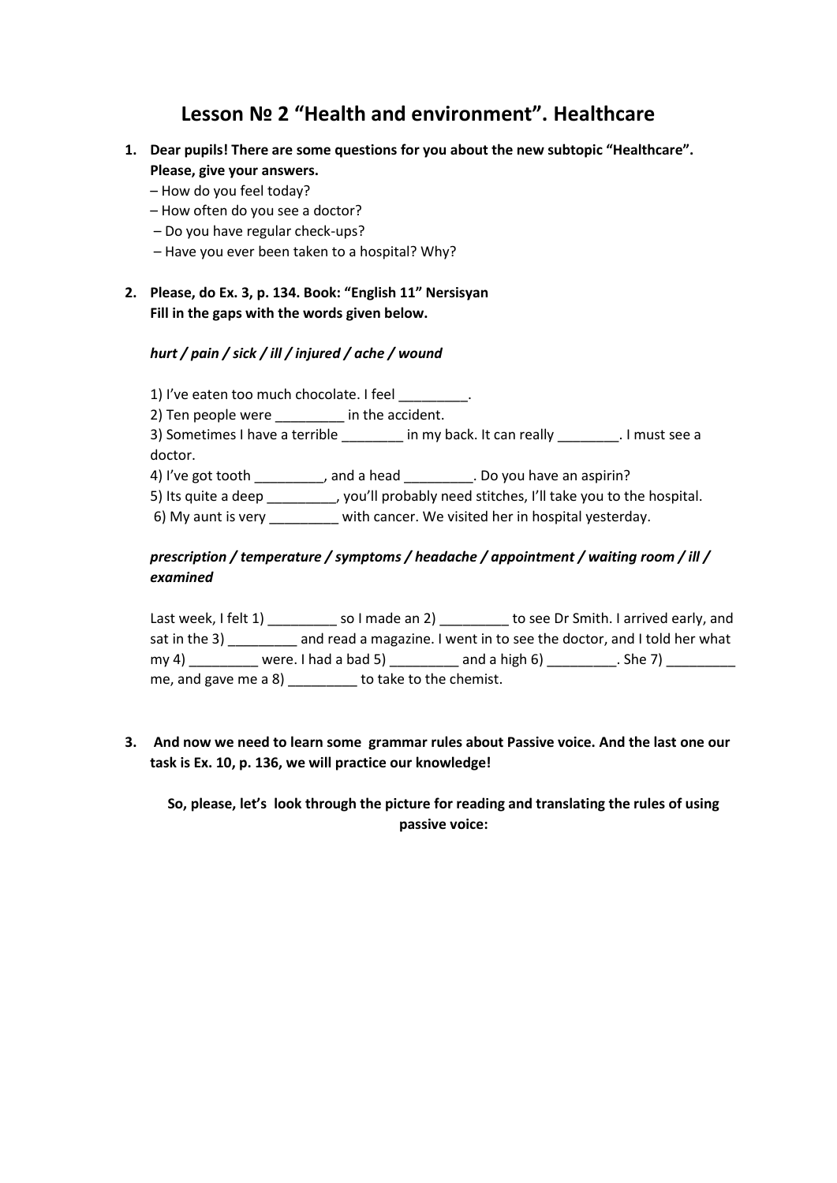# Lesson № 2 “Health and environment”. Healthcare

1. **Dear pupils! There are some questions for you about the new subtopic “Healthcare”. Please, give your answers.**
   – How do you feel today?
   – How often do you see a doctor?
   – Do you have regular check-ups?
   – Have you ever been taken to a hospital? Why?

2. **Please, do Ex. 3, p. 134. Book: “English 11” Nersisyan**
   **Fill in the gaps with the words given below.**

   ***hurt / pain / sick / ill / injured / ache / wound***

   1) I’ve eaten too much chocolate. I feel _________.
   2) Ten people were _________ in the accident.
   3) Sometimes I have a terrible ________ in my back. It can really ________. I must see a doctor.
   4) I’ve got tooth _________, and a head _________. Do you have an aspirin?
   5) Its quite a deep _________, you’ll probably need stitches, I’ll take you to the hospital.
   6) My aunt is very _________ with cancer. We visited her in hospital yesterday.

   ***prescription / temperature / symptoms / headache / appointment / waiting room / ill / examined***

   Last week, I felt 1) _________ so I made an 2) _________ to see Dr Smith. I arrived early, and sat in the 3) _________ and read a magazine. I went in to see the doctor, and I told her what my 4) _________ were. I had a bad 5) _________ and a high 6) _________. She 7) _________ me, and gave me a 8) _________ to take to the chemist.

3. **And now we need to learn some grammar rules about Passive voice. And the last one our task is Ex. 10, p. 136, we will practice our knowledge!**

   **So, please, let’s look through the picture for reading and translating the rules of using passive voice:**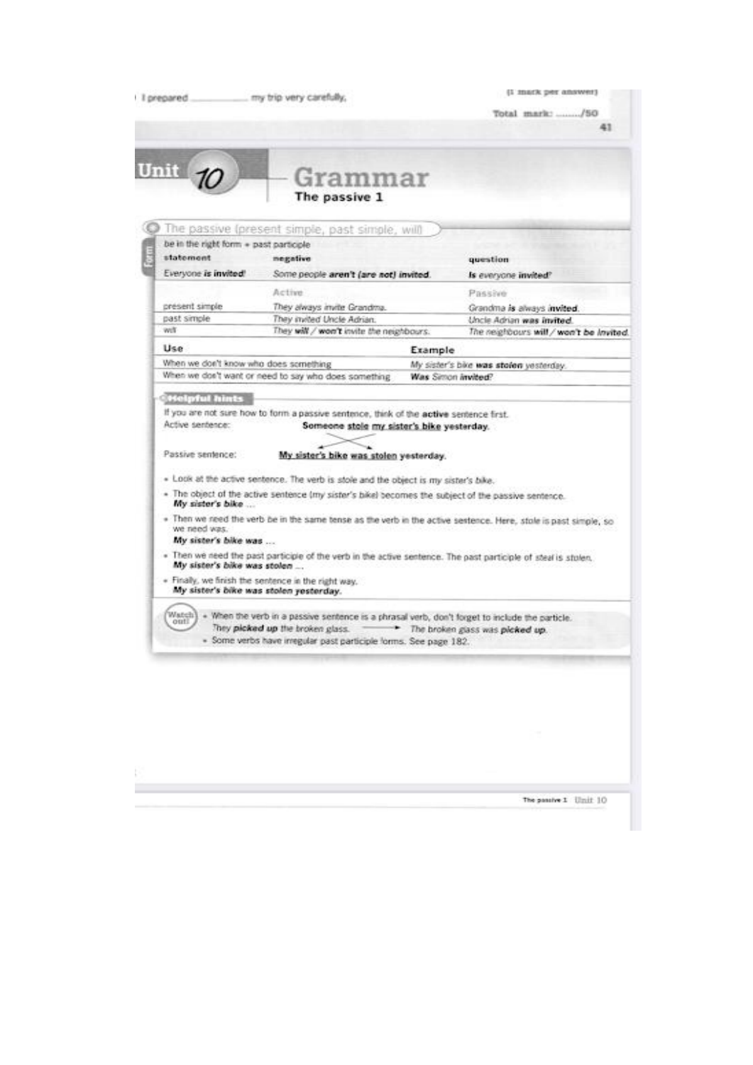I prepared ________ my trip very carefully.

(1 mark per answer)

Total mark: ......./50

# Unit 10 Grammar

## The passive 1

### The passive (present simple, past simple, will)

**Form**

be in the right form + past participle

| statement | negative | question |
| --- | --- | --- |
| Everyone **is invited**! | Some people **aren't (are not) invited**. | **Is** everyone **invited**? |

| | Active | Passive |
| --- | --- | --- |
| present simple | They always invite Grandma. | Grandma **is** always **invited**. |
| past simple | They invited Uncle Adrian. | Uncle Adrian **was invited**. |
| will | They **will** / **won't** invite the neighbours. | The neighbours **will** / **won't be invited**. |

| Use | Example |
| --- | --- |
| When we don't know who does something | My sister's bike **was stolen** yesterday. |
| When we don't want or need to say who does something | **Was** Simon **invited**? |

### Helpful hints

If you are not sure how to form a passive sentence, think of the **active** sentence first.

Active sentence: **Someone stole my sister's bike yesterday.**

Passive sentence: **My sister's bike was stolen yesterday.**

- Look at the active sentence. The verb is *stole* and the object is *my sister's bike*.
- The object of the active sentence (*my sister's bike*) becomes the subject of the passive sentence.
  ***My sister's bike** ...*
- Then we need the verb *be* in the same tense as the verb in the active sentence. Here, *stole* is past simple, so we need *was*.
  ***My sister's bike was** ...*
- Then we need the past participle of the verb in the active sentence. The past participle of *steal* is *stolen*.
  ***My sister's bike was stolen** ...*
- Finally, we finish the sentence in the right way.
  ***My sister's bike was stolen yesterday.***

**Watch out!**

- When the verb in a passive sentence is a phrasal verb, don't forget to include the particle.
  They **picked up** the broken glass. → The broken glass was **picked up**.
- Some verbs have irregular past participle forms. See page 182.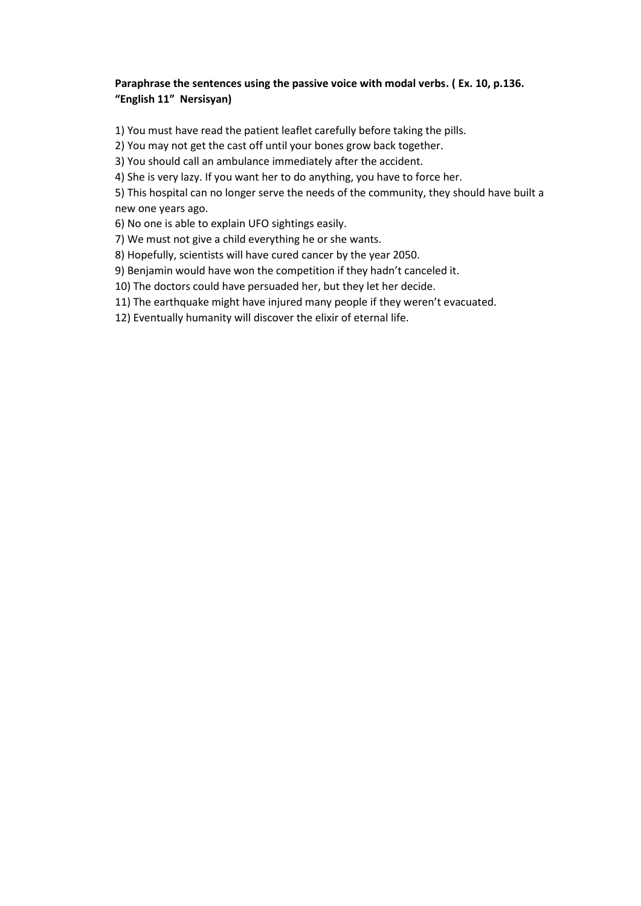**Paraphrase the sentences using the passive voice with modal verbs. ( Ex. 10, p.136. "English 11" Nersisyan)**

1) You must have read the patient leaflet carefully before taking the pills.
2) You may not get the cast off until your bones grow back together.
3) You should call an ambulance immediately after the accident.
4) She is very lazy. If you want her to do anything, you have to force her.
5) This hospital can no longer serve the needs of the community, they should have built a new one years ago.
6) No one is able to explain UFO sightings easily.
7) We must not give a child everything he or she wants.
8) Hopefully, scientists will have cured cancer by the year 2050.
9) Benjamin would have won the competition if they hadn't canceled it.
10) The doctors could have persuaded her, but they let her decide.
11) The earthquake might have injured many people if they weren't evacuated.
12) Eventually humanity will discover the elixir of eternal life.